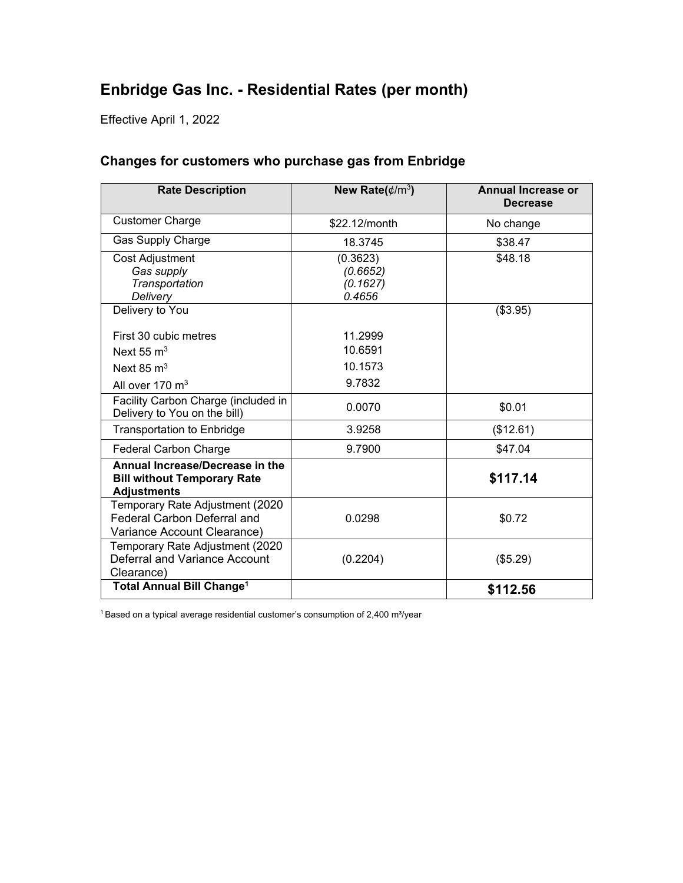# Enbridge Gas Inc. - Residential Rates (per month)

Effective April 1, 2022

## Changes for customers who purchase gas from Enbridge

| Rate Description | New Rate(¢/$m^3$) | Annual Increase or Decrease |
|---|---|---|
| Customer Charge | $22.12/month | No change |
| Gas Supply Charge | 18.3745 | $38.47 |
| Cost Adjustment<br>*Gas supply*<br>*Transportation*<br>*Delivery* | (0.3623)<br>*(0.6652)*<br>*(0.1627)*<br>*0.4656* | $48.18 |
| Delivery to You<br><br>First 30 cubic metres<br>Next 55 $m^3$<br>Next 85 $m^3$<br>All over 170 $m^3$ | <br><br>11.2999<br>10.6591<br>10.1573<br>9.7832 | ($3.95) |
| Facility Carbon Charge (included in Delivery to You on the bill) | 0.0070 | $0.01 |
| Transportation to Enbridge | 3.9258 | ($12.61) |
| Federal Carbon Charge | 9.7900 | $47.04 |
| **Annual Increase/Decrease in the Bill without Temporary Rate Adjustments** | | **$117.14** |
| Temporary Rate Adjustment (2020 Federal Carbon Deferral and Variance Account Clearance) | 0.0298 | $0.72 |
| Temporary Rate Adjustment (2020 Deferral and Variance Account Clearance) | (0.2204) | ($5.29) |
| **Total Annual Bill Change[1]** | | **$112.56** |

[1] Based on a typical average residential customer's consumption of 2,400 $m^3$/year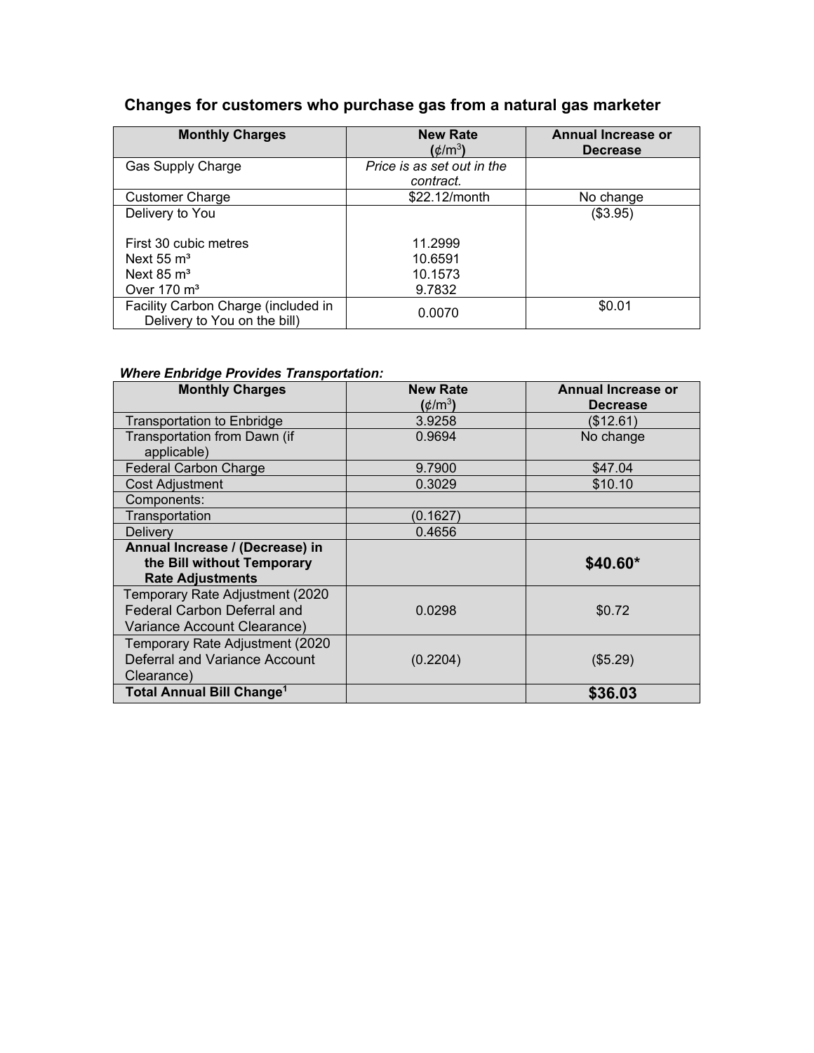## Changes for customers who purchase gas from a natural gas marketer

| Monthly Charges | New Rate (¢/m$^3$) | Annual Increase or Decrease |
|---|---|---|
| Gas Supply Charge | *Price is as set out in the contract.* | |
| Customer Charge | $22.12/month | No change |
| Delivery to You | | ($3.95) |
| First 30 cubic metres | 11.2999 | |
| Next 55 m³ | 10.6591 | |
| Next 85 m³ | 10.1573 | |
| Over 170 m³ | 9.7832 | |
| Facility Carbon Charge (included in Delivery to You on the bill) | 0.0070 | $0.01 |

***Where Enbridge Provides Transportation:***

| Monthly Charges | New Rate (¢/m$^3$) | Annual Increase or Decrease |
|---|---|---|
| Transportation to Enbridge | 3.9258 | ($12.61) |
| Transportation from Dawn (if applicable) | 0.9694 | No change |
| Federal Carbon Charge | 9.7900 | $47.04 |
| Cost Adjustment | 0.3029 | $10.10 |
| Components: | | |
| Transportation | (0.1627) | |
| Delivery | 0.4656 | |
| **Annual Increase / (Decrease) in the Bill without Temporary Rate Adjustments** | | **$40.60*** |
| Temporary Rate Adjustment (2020 Federal Carbon Deferral and Variance Account Clearance) | 0.0298 | $0.72 |
| Temporary Rate Adjustment (2020 Deferral and Variance Account Clearance) | (0.2204) | ($5.29) |
| **Total Annual Bill Change[1]** | | **$36.03** |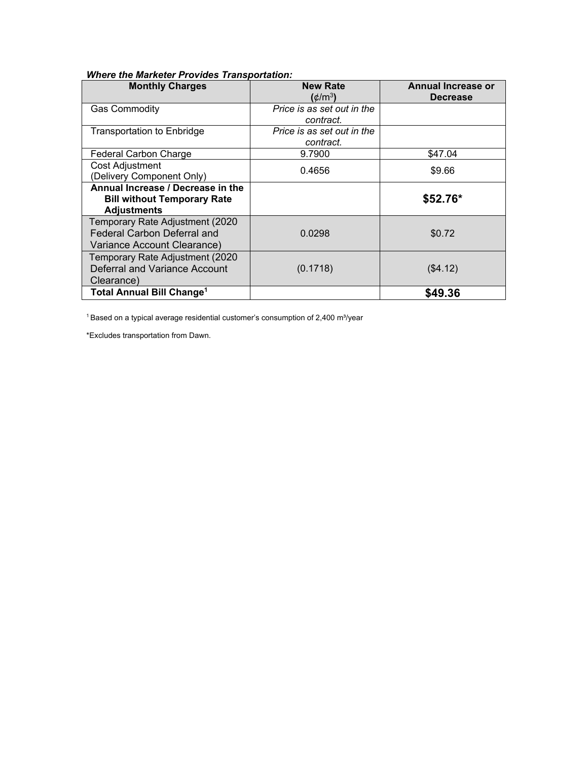***Where the Marketer Provides Transportation:***

| **Monthly Charges** | **New Rate (¢/m$^3$)** | **Annual Increase or Decrease** |
|---|---|---|
| Gas Commodity | *Price is as set out in the contract.* | |
| Transportation to Enbridge | *Price is as set out in the contract.* | |
| Federal Carbon Charge | 9.7900 | $47.04 |
| Cost Adjustment (Delivery Component Only) | 0.4656 | $9.66 |
| **Annual Increase / Decrease in the Bill without Temporary Rate Adjustments** | | **$52.76*** |
| Temporary Rate Adjustment (2020 Federal Carbon Deferral and Variance Account Clearance) | 0.0298 | $0.72 |
| Temporary Rate Adjustment (2020 Deferral and Variance Account Clearance) | (0.1718) | ($4.12) |
| **Total Annual Bill Change[1]** | | **$49.36** |

[1] Based on a typical average residential customer's consumption of 2,400 m³/year

*Excludes transportation from Dawn.